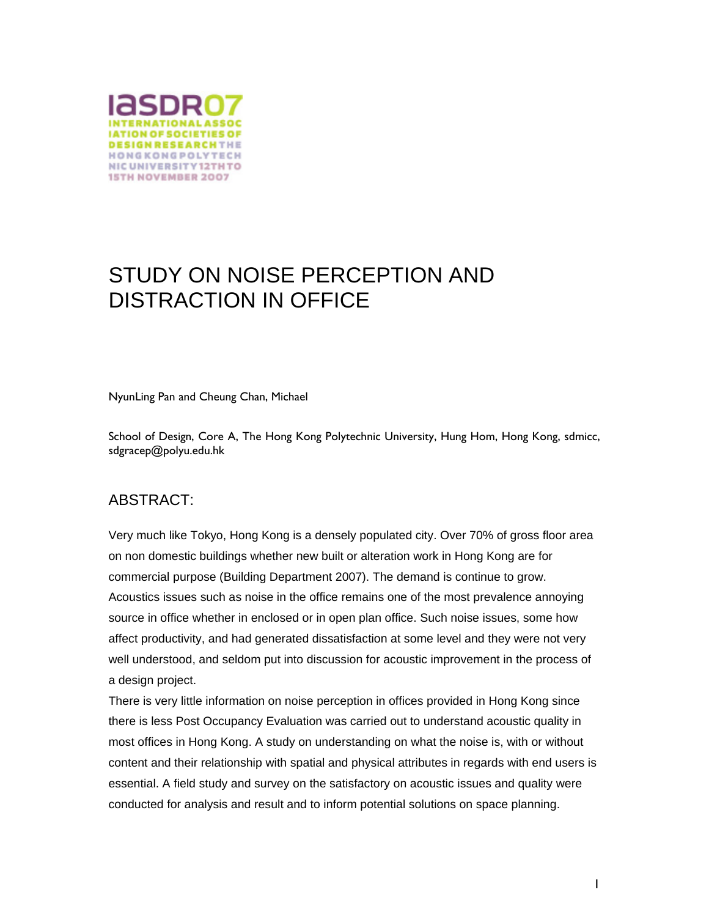IaSDR07 INTERNATIONAL ASSOCIATION OF SOCIETIES OF DESIGN RESEARCH THE HONG KONG POLYTECHNIC UNIVERSITY 12TH TO 15TH NOVEMBER 2007

# STUDY ON NOISE PERCEPTION AND DISTRACTION IN OFFICE

NyunLing Pan and Cheung Chan, Michael

School of Design, Core A, The Hong Kong Polytechnic University, Hung Hom, Hong Kong, sdmicc, sdgracep@polyu.edu.hk

## ABSTRACT:

Very much like Tokyo, Hong Kong is a densely populated city. Over 70% of gross floor area on non domestic buildings whether new built or alteration work in Hong Kong are for commercial purpose (Building Department 2007). The demand is continue to grow. Acoustics issues such as noise in the office remains one of the most prevalence annoying source in office whether in enclosed or in open plan office. Such noise issues, some how affect productivity, and had generated dissatisfaction at some level and they were not very well understood, and seldom put into discussion for acoustic improvement in the process of a design project.

There is very little information on noise perception in offices provided in Hong Kong since there is less Post Occupancy Evaluation was carried out to understand acoustic quality in most offices in Hong Kong. A study on understanding on what the noise is, with or without content and their relationship with spatial and physical attributes in regards with end users is essential. A field study and survey on the satisfactory on acoustic issues and quality were conducted for analysis and result and to inform potential solutions on space planning.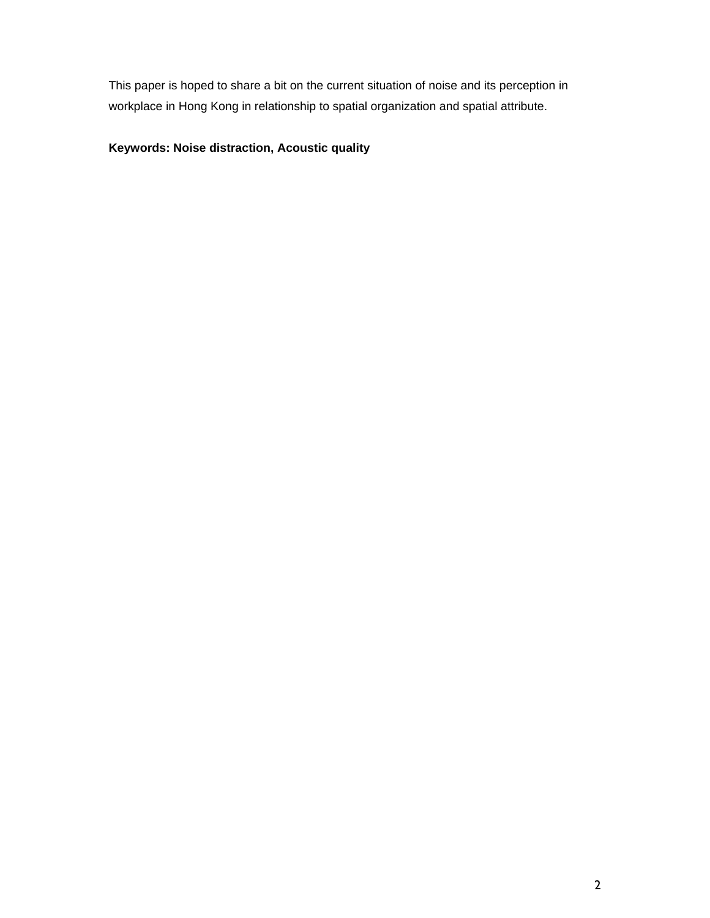This paper is hoped to share a bit on the current situation of noise and its perception in workplace in Hong Kong in relationship to spatial organization and spatial attribute.

**Keywords: Noise distraction, Acoustic quality**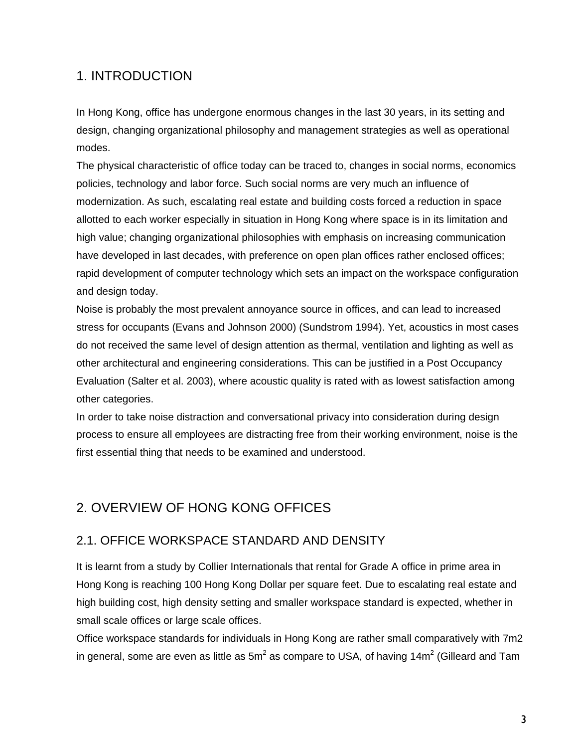# 1. INTRODUCTION

In Hong Kong, office has undergone enormous changes in the last 30 years, in its setting and design, changing organizational philosophy and management strategies as well as operational modes.

The physical characteristic of office today can be traced to, changes in social norms, economics policies, technology and labor force. Such social norms are very much an influence of modernization. As such, escalating real estate and building costs forced a reduction in space allotted to each worker especially in situation in Hong Kong where space is in its limitation and high value; changing organizational philosophies with emphasis on increasing communication have developed in last decades, with preference on open plan offices rather enclosed offices; rapid development of computer technology which sets an impact on the workspace configuration and design today.

Noise is probably the most prevalent annoyance source in offices, and can lead to increased stress for occupants (Evans and Johnson 2000) (Sundstrom 1994). Yet, acoustics in most cases do not received the same level of design attention as thermal, ventilation and lighting as well as other architectural and engineering considerations. This can be justified in a Post Occupancy Evaluation (Salter et al. 2003), where acoustic quality is rated with as lowest satisfaction among other categories.

In order to take noise distraction and conversational privacy into consideration during design process to ensure all employees are distracting free from their working environment, noise is the first essential thing that needs to be examined and understood.

# 2. OVERVIEW OF HONG KONG OFFICES

## 2.1. OFFICE WORKSPACE STANDARD AND DENSITY

It is learnt from a study by Collier Internationals that rental for Grade A office in prime area in Hong Kong is reaching 100 Hong Kong Dollar per square feet. Due to escalating real estate and high building cost, high density setting and smaller workspace standard is expected, whether in small scale offices or large scale offices.

Office workspace standards for individuals in Hong Kong are rather small comparatively with 7m2 in general, some are even as little as 5m$^2$ as compare to USA, of having 14m$^2$ (Gilleard and Tam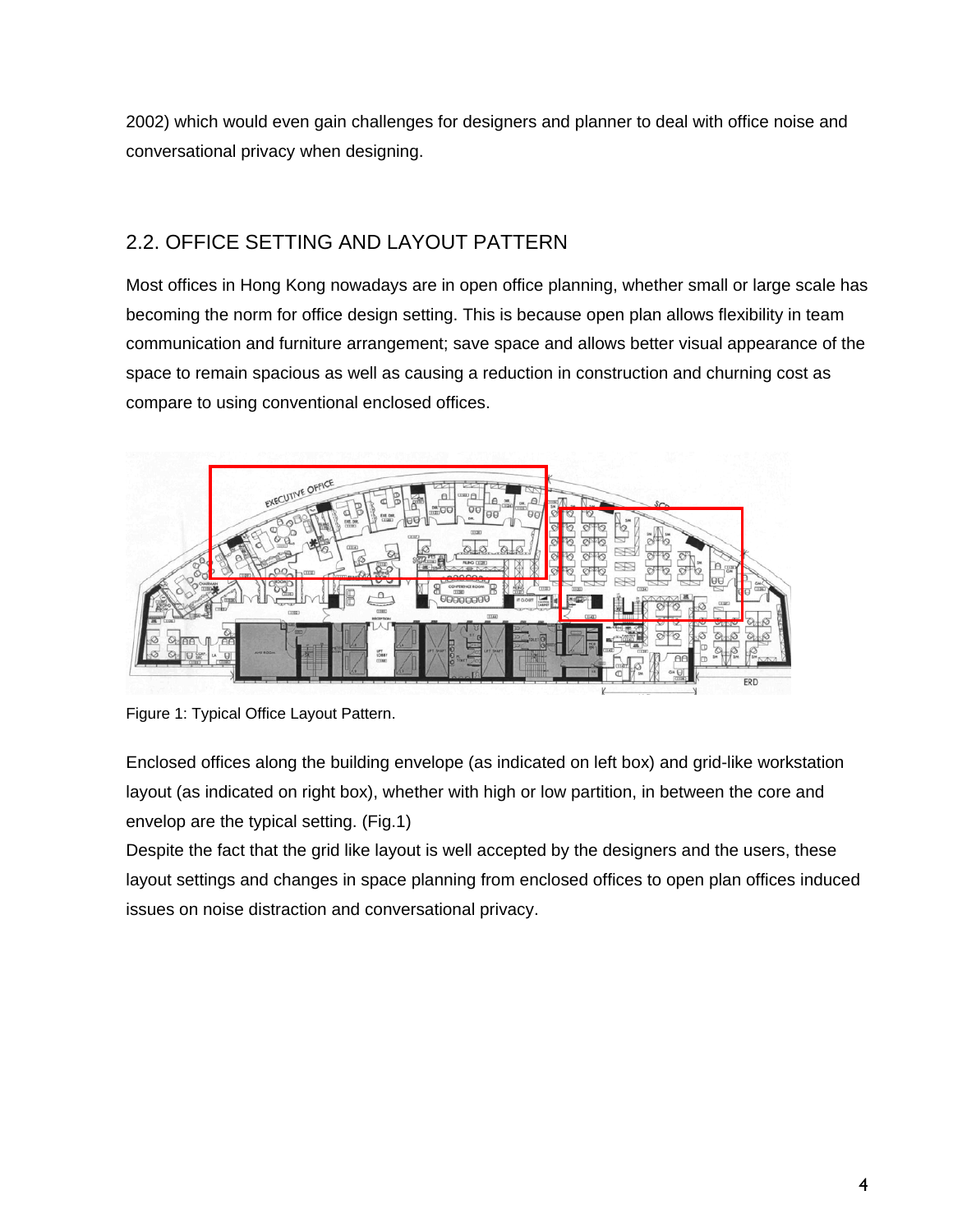2002) which would even gain challenges for designers and planner to deal with office noise and conversational privacy when designing.

## 2.2. OFFICE SETTING AND LAYOUT PATTERN

Most offices in Hong Kong nowadays are in open office planning, whether small or large scale has becoming the norm for office design setting. This is because open plan allows flexibility in team communication and furniture arrangement; save space and allows better visual appearance of the space to remain spacious as well as causing a reduction in construction and churning cost as compare to using conventional enclosed offices.

Figure 1: Typical Office Layout Pattern.

Enclosed offices along the building envelope (as indicated on left box) and grid-like workstation layout (as indicated on right box), whether with high or low partition, in between the core and envelop are the typical setting. (Fig.1)

Despite the fact that the grid like layout is well accepted by the designers and the users, these layout settings and changes in space planning from enclosed offices to open plan offices induced issues on noise distraction and conversational privacy.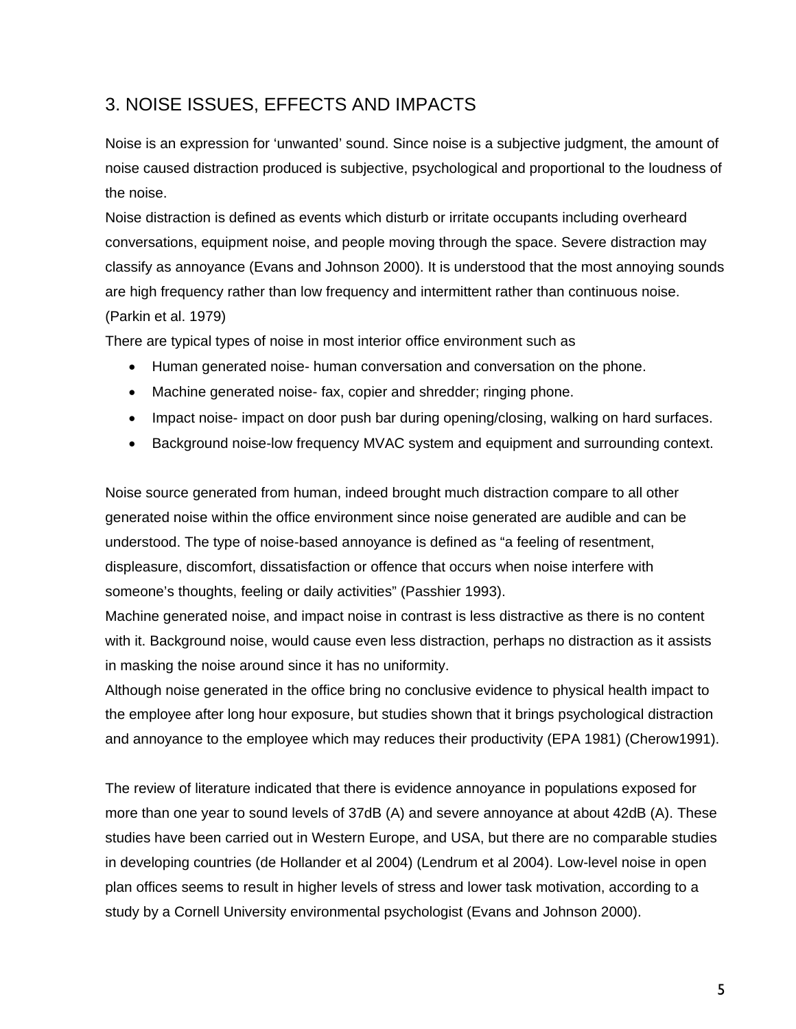## 3. NOISE ISSUES, EFFECTS AND IMPACTS

Noise is an expression for 'unwanted' sound. Since noise is a subjective judgment, the amount of noise caused distraction produced is subjective, psychological and proportional to the loudness of the noise.

Noise distraction is defined as events which disturb or irritate occupants including overheard conversations, equipment noise, and people moving through the space. Severe distraction may classify as annoyance (Evans and Johnson 2000). It is understood that the most annoying sounds are high frequency rather than low frequency and intermittent rather than continuous noise. (Parkin et al. 1979)

There are typical types of noise in most interior office environment such as

- Human generated noise- human conversation and conversation on the phone.
- Machine generated noise- fax, copier and shredder; ringing phone.
- Impact noise- impact on door push bar during opening/closing, walking on hard surfaces.
- Background noise-low frequency MVAC system and equipment and surrounding context.

Noise source generated from human, indeed brought much distraction compare to all other generated noise within the office environment since noise generated are audible and can be understood. The type of noise-based annoyance is defined as "a feeling of resentment, displeasure, discomfort, dissatisfaction or offence that occurs when noise interfere with someone's thoughts, feeling or daily activities" (Passhier 1993).

Machine generated noise, and impact noise in contrast is less distractive as there is no content with it. Background noise, would cause even less distraction, perhaps no distraction as it assists in masking the noise around since it has no uniformity.

Although noise generated in the office bring no conclusive evidence to physical health impact to the employee after long hour exposure, but studies shown that it brings psychological distraction and annoyance to the employee which may reduces their productivity (EPA 1981) (Cherow1991).

The review of literature indicated that there is evidence annoyance in populations exposed for more than one year to sound levels of 37dB (A) and severe annoyance at about 42dB (A). These studies have been carried out in Western Europe, and USA, but there are no comparable studies in developing countries (de Hollander et al 2004) (Lendrum et al 2004). Low-level noise in open plan offices seems to result in higher levels of stress and lower task motivation, according to a study by a Cornell University environmental psychologist (Evans and Johnson 2000).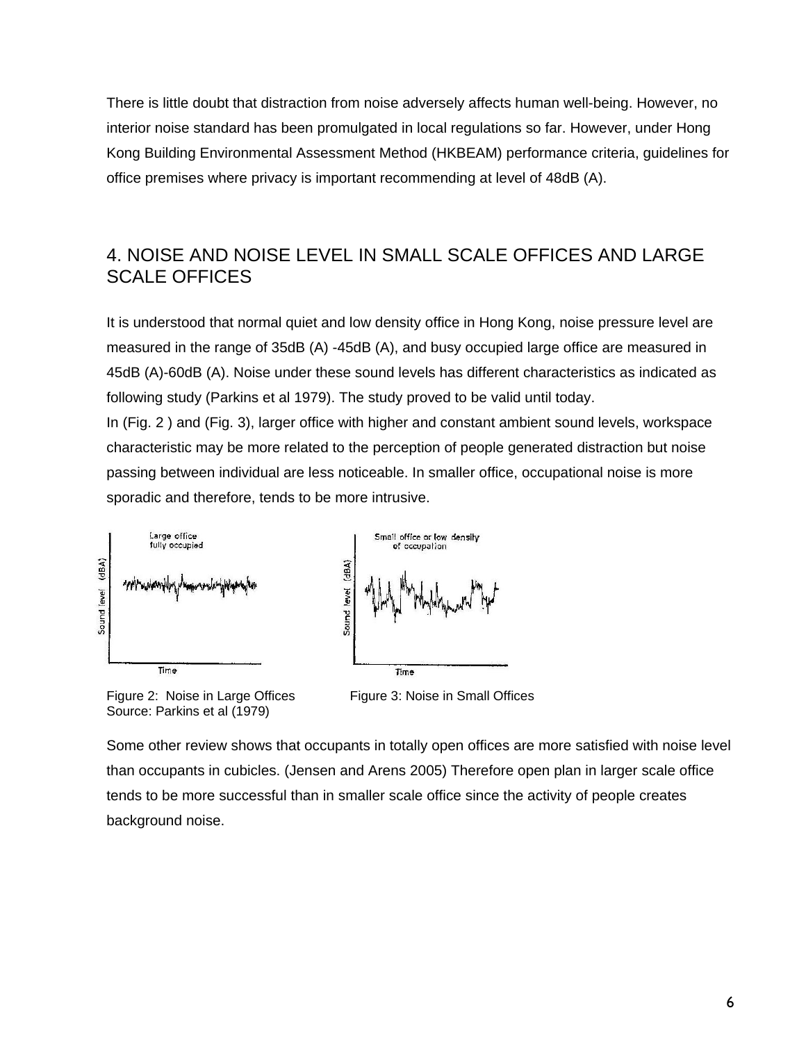There is little doubt that distraction from noise adversely affects human well-being. However, no interior noise standard has been promulgated in local regulations so far. However, under Hong Kong Building Environmental Assessment Method (HKBEAM) performance criteria, guidelines for office premises where privacy is important recommending at level of 48dB (A).

## 4. NOISE AND NOISE LEVEL IN SMALL SCALE OFFICES AND LARGE SCALE OFFICES

It is understood that normal quiet and low density office in Hong Kong, noise pressure level are measured in the range of 35dB (A) -45dB (A), and busy occupied large office are measured in 45dB (A)-60dB (A). Noise under these sound levels has different characteristics as indicated as following study (Parkins et al 1979). The study proved to be valid until today.

In (Fig. 2 ) and (Fig. 3), larger office with higher and constant ambient sound levels, workspace characteristic may be more related to the perception of people generated distraction but noise passing between individual are less noticeable. In smaller office, occupational noise is more sporadic and therefore, tends to be more intrusive.

Figure 2: Noise in Large Offices
Source: Parkins et al (1979)

Figure 3: Noise in Small Offices

Some other review shows that occupants in totally open offices are more satisfied with noise level than occupants in cubicles. (Jensen and Arens 2005) Therefore open plan in larger scale office tends to be more successful than in smaller scale office since the activity of people creates background noise.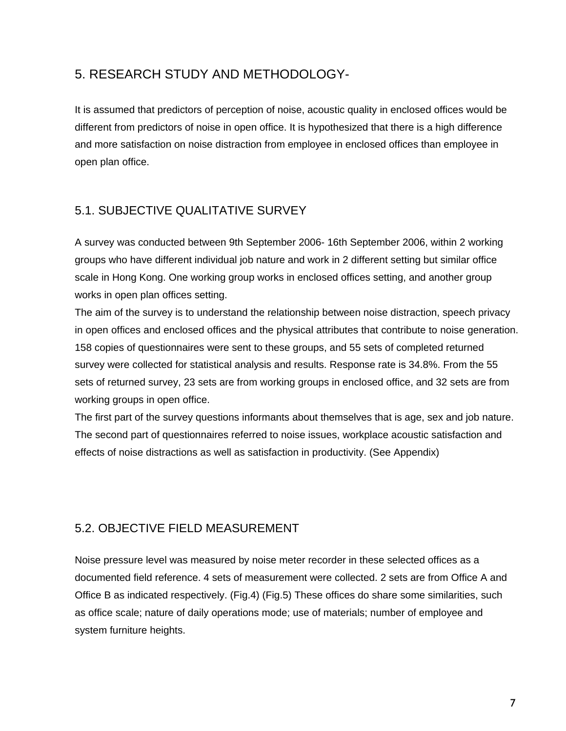## 5. RESEARCH STUDY AND METHODOLOGY-

It is assumed that predictors of perception of noise, acoustic quality in enclosed offices would be different from predictors of noise in open office. It is hypothesized that there is a high difference and more satisfaction on noise distraction from employee in enclosed offices than employee in open plan office.

### 5.1. SUBJECTIVE QUALITATIVE SURVEY

A survey was conducted between 9th September 2006- 16th September 2006, within 2 working groups who have different individual job nature and work in 2 different setting but similar office scale in Hong Kong. One working group works in enclosed offices setting, and another group works in open plan offices setting.

The aim of the survey is to understand the relationship between noise distraction, speech privacy in open offices and enclosed offices and the physical attributes that contribute to noise generation. 158 copies of questionnaires were sent to these groups, and 55 sets of completed returned survey were collected for statistical analysis and results. Response rate is 34.8%. From the 55 sets of returned survey, 23 sets are from working groups in enclosed office, and 32 sets are from working groups in open office.

The first part of the survey questions informants about themselves that is age, sex and job nature. The second part of questionnaires referred to noise issues, workplace acoustic satisfaction and effects of noise distractions as well as satisfaction in productivity. (See Appendix)

### 5.2. OBJECTIVE FIELD MEASUREMENT

Noise pressure level was measured by noise meter recorder in these selected offices as a documented field reference. 4 sets of measurement were collected. 2 sets are from Office A and Office B as indicated respectively. (Fig.4) (Fig.5) These offices do share some similarities, such as office scale; nature of daily operations mode; use of materials; number of employee and system furniture heights.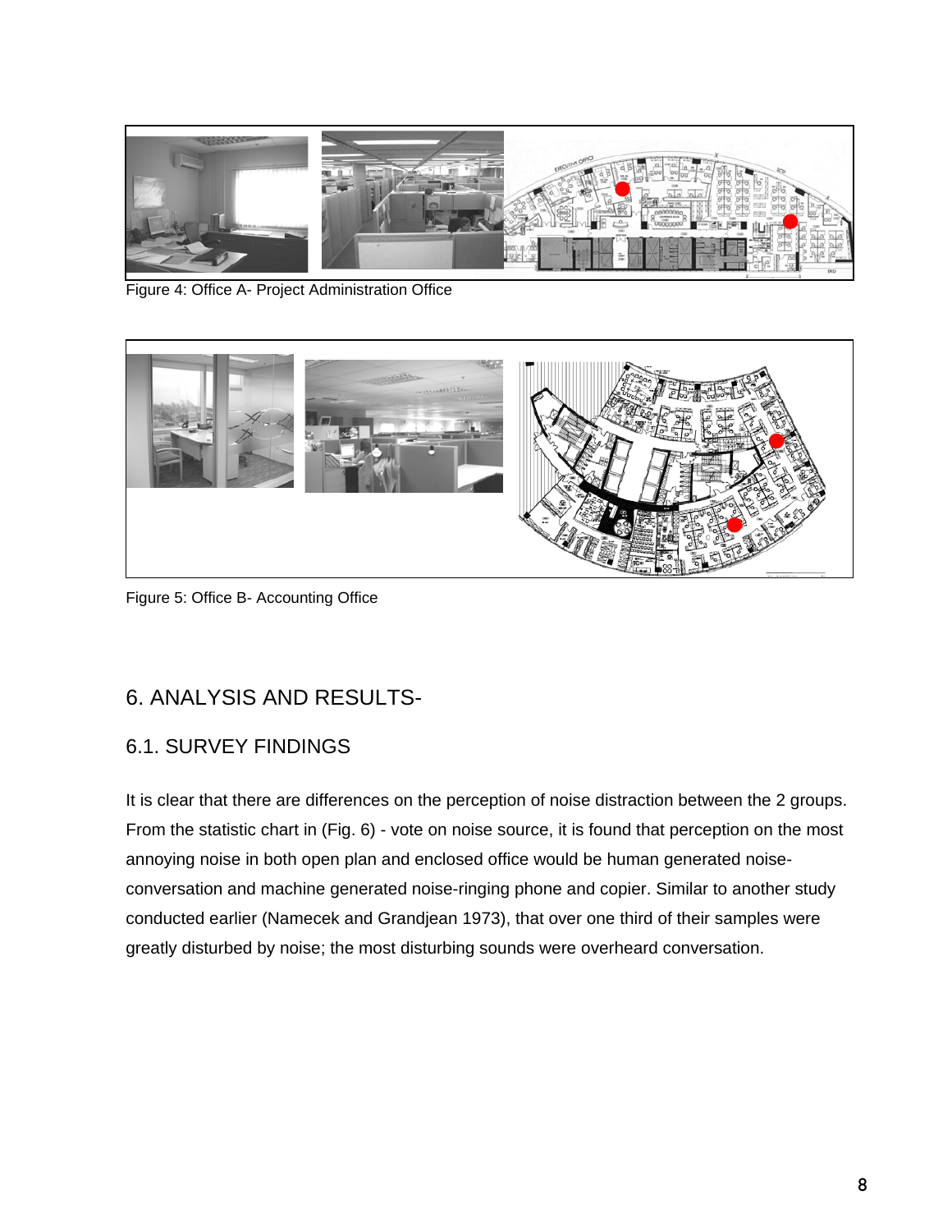Figure 4: Office A- Project Administration Office

Figure 5: Office B- Accounting Office

## 6. ANALYSIS AND RESULTS-

### 6.1. SURVEY FINDINGS

It is clear that there are differences on the perception of noise distraction between the 2 groups. From the statistic chart in (Fig. 6) - vote on noise source, it is found that perception on the most annoying noise in both open plan and enclosed office would be human generated noise-conversation and machine generated noise-ringing phone and copier. Similar to another study conducted earlier (Namecek and Grandjean 1973), that over one third of their samples were greatly disturbed by noise; the most disturbing sounds were overheard conversation.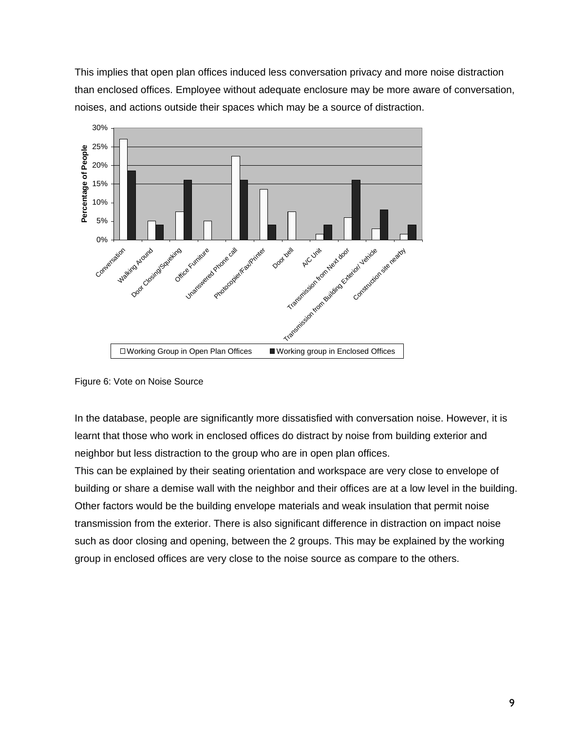This implies that open plan offices induced less conversation privacy and more noise distraction than enclosed offices. Employee without adequate enclosure may be more aware of conversation, noises, and actions outside their spaces which may be a source of distraction.

Figure 6: Vote on Noise Source

In the database, people are significantly more dissatisfied with conversation noise. However, it is learnt that those who work in enclosed offices do distract by noise from building exterior and neighbor but less distraction to the group who are in open plan offices.

This can be explained by their seating orientation and workspace are very close to envelope of building or share a demise wall with the neighbor and their offices are at a low level in the building. Other factors would be the building envelope materials and weak insulation that permit noise transmission from the exterior. There is also significant difference in distraction on impact noise such as door closing and opening, between the 2 groups. This may be explained by the working group in enclosed offices are very close to the noise source as compare to the others.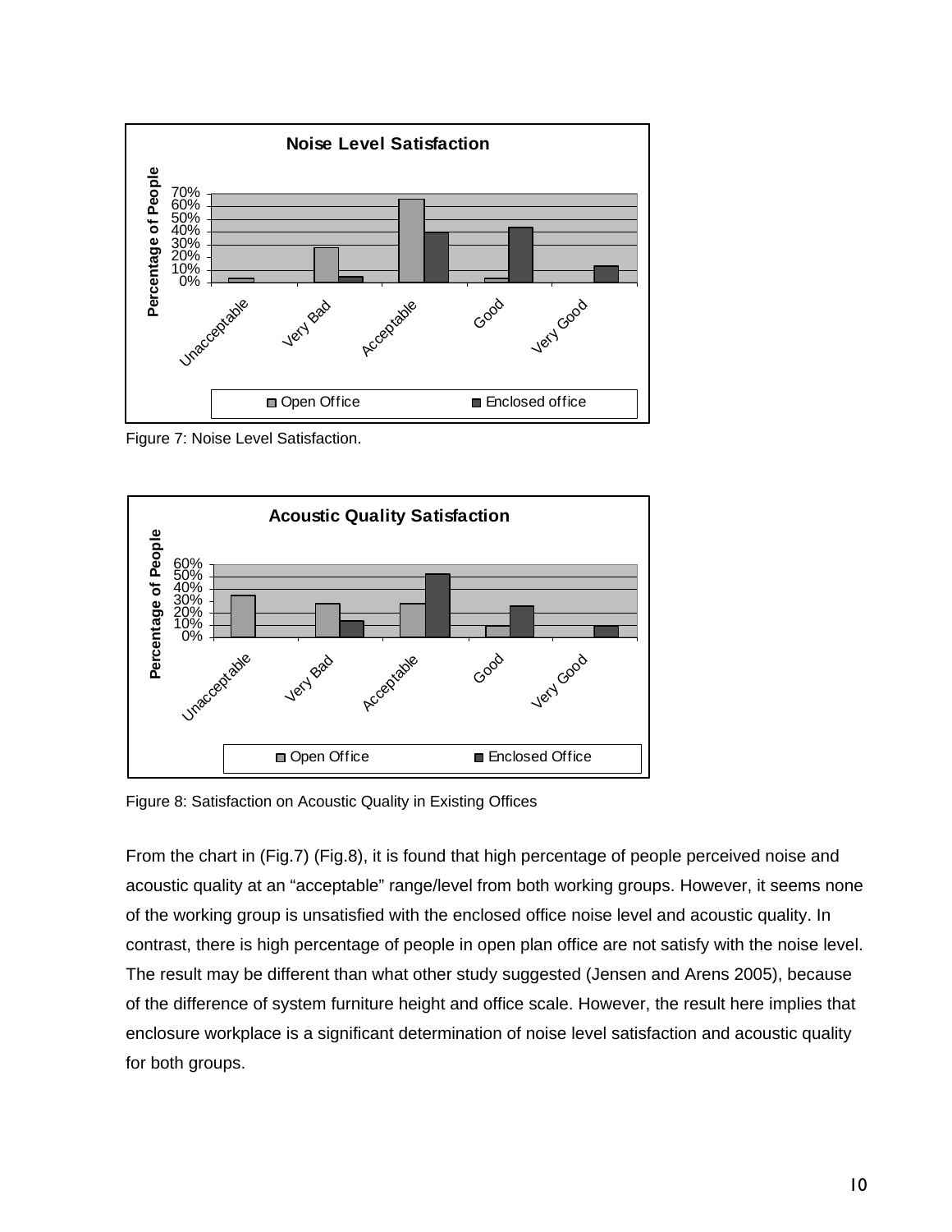Figure 7: Noise Level Satisfaction.

Figure 8: Satisfaction on Acoustic Quality in Existing Offices

From the chart in (Fig.7) (Fig.8), it is found that high percentage of people perceived noise and acoustic quality at an "acceptable" range/level from both working groups. However, it seems none of the working group is unsatisfied with the enclosed office noise level and acoustic quality. In contrast, there is high percentage of people in open plan office are not satisfy with the noise level. The result may be different than what other study suggested (Jensen and Arens 2005), because of the difference of system furniture height and office scale. However, the result here implies that enclosure workplace is a significant determination of noise level satisfaction and acoustic quality for both groups.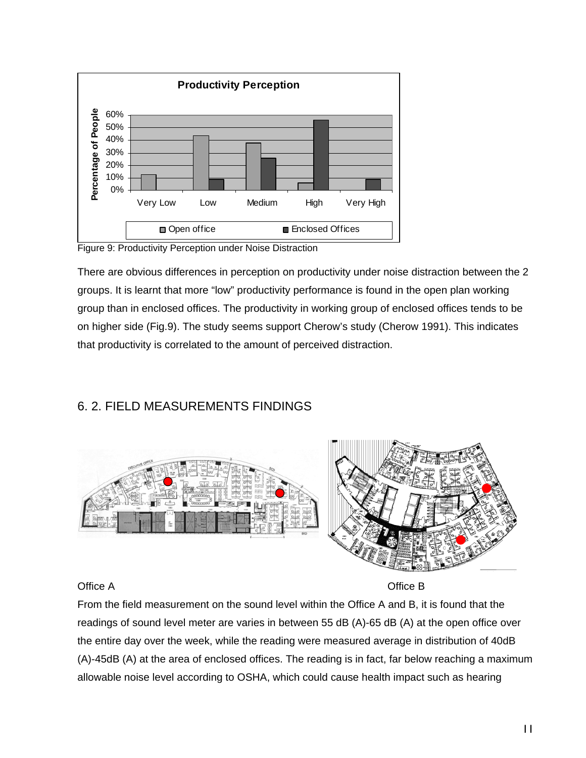Figure 9: Productivity Perception under Noise Distraction

There are obvious differences in perception on productivity under noise distraction between the 2 groups. It is learnt that more "low" productivity performance is found in the open plan working group than in enclosed offices. The productivity in working group of enclosed offices tends to be on higher side (Fig.9). The study seems support Cherow's study (Cherow 1991). This indicates that productivity is correlated to the amount of perceived distraction.

## 6. 2. FIELD MEASUREMENTS FINDINGS

Office A

Office B

From the field measurement on the sound level within the Office A and B, it is found that the readings of sound level meter are varies in between 55 dB (A)-65 dB (A) at the open office over the entire day over the week, while the reading were measured average in distribution of 40dB (A)-45dB (A) at the area of enclosed offices. The reading is in fact, far below reaching a maximum allowable noise level according to OSHA, which could cause health impact such as hearing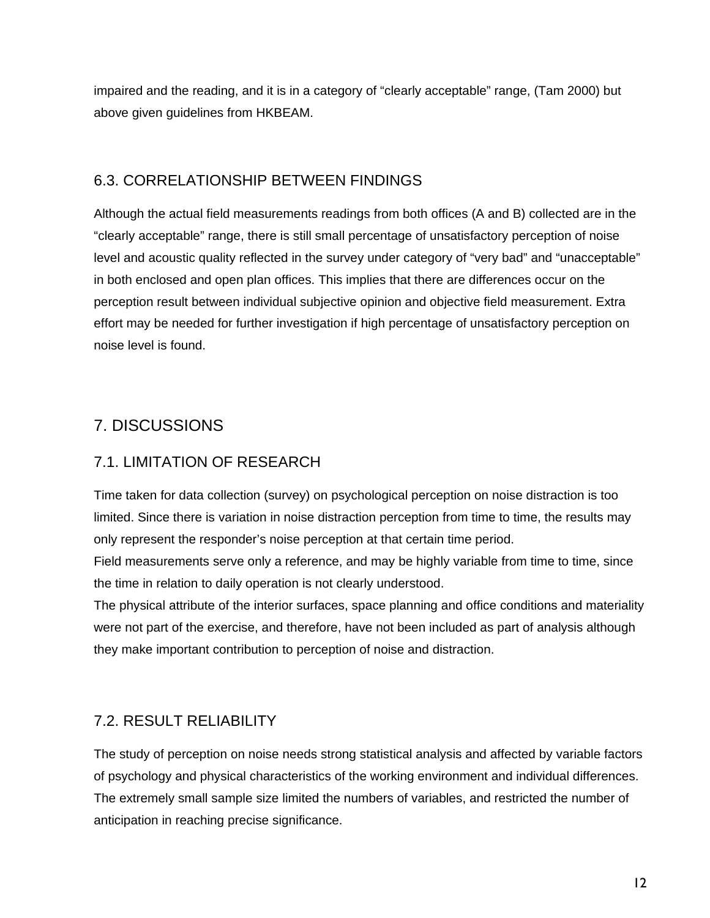impaired and the reading, and it is in a category of “clearly acceptable” range, (Tam 2000) but above given guidelines from HKBEAM.

### 6.3. CORRELATIONSHIP BETWEEN FINDINGS

Although the actual field measurements readings from both offices (A and B) collected are in the “clearly acceptable” range, there is still small percentage of unsatisfactory perception of noise level and acoustic quality reflected in the survey under category of “very bad” and “unacceptable” in both enclosed and open plan offices. This implies that there are differences occur on the perception result between individual subjective opinion and objective field measurement. Extra effort may be needed for further investigation if high percentage of unsatisfactory perception on noise level is found.

## 7. DISCUSSIONS

### 7.1. LIMITATION OF RESEARCH

Time taken for data collection (survey) on psychological perception on noise distraction is too limited. Since there is variation in noise distraction perception from time to time, the results may only represent the responder’s noise perception at that certain time period.

Field measurements serve only a reference, and may be highly variable from time to time, since the time in relation to daily operation is not clearly understood.

The physical attribute of the interior surfaces, space planning and office conditions and materiality were not part of the exercise, and therefore, have not been included as part of analysis although they make important contribution to perception of noise and distraction.

### 7.2. RESULT RELIABILITY

The study of perception on noise needs strong statistical analysis and affected by variable factors of psychology and physical characteristics of the working environment and individual differences. The extremely small sample size limited the numbers of variables, and restricted the number of anticipation in reaching precise significance.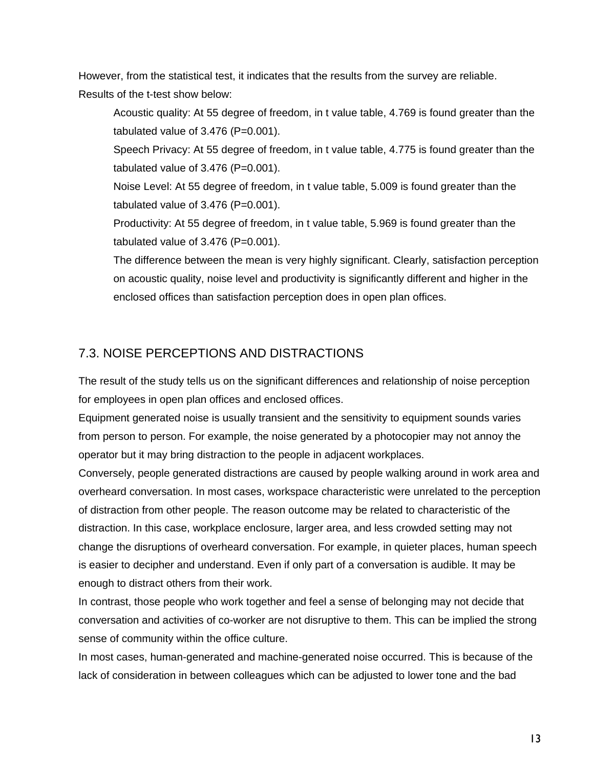However, from the statistical test, it indicates that the results from the survey are reliable.
Results of the t-test show below:

Acoustic quality: At 55 degree of freedom, in t value table, 4.769 is found greater than the tabulated value of 3.476 (P=0.001).

Speech Privacy: At 55 degree of freedom, in t value table, 4.775 is found greater than the tabulated value of 3.476 (P=0.001).

Noise Level: At 55 degree of freedom, in t value table, 5.009 is found greater than the tabulated value of 3.476 (P=0.001).

Productivity: At 55 degree of freedom, in t value table, 5.969 is found greater than the tabulated value of 3.476 (P=0.001).

The difference between the mean is very highly significant. Clearly, satisfaction perception on acoustic quality, noise level and productivity is significantly different and higher in the enclosed offices than satisfaction perception does in open plan offices.

## 7.3. NOISE PERCEPTIONS AND DISTRACTIONS

The result of the study tells us on the significant differences and relationship of noise perception for employees in open plan offices and enclosed offices.

Equipment generated noise is usually transient and the sensitivity to equipment sounds varies from person to person. For example, the noise generated by a photocopier may not annoy the operator but it may bring distraction to the people in adjacent workplaces.

Conversely, people generated distractions are caused by people walking around in work area and overheard conversation. In most cases, workspace characteristic were unrelated to the perception of distraction from other people. The reason outcome may be related to characteristic of the distraction. In this case, workplace enclosure, larger area, and less crowded setting may not change the disruptions of overheard conversation. For example, in quieter places, human speech is easier to decipher and understand. Even if only part of a conversation is audible. It may be enough to distract others from their work.

In contrast, those people who work together and feel a sense of belonging may not decide that conversation and activities of co-worker are not disruptive to them. This can be implied the strong sense of community within the office culture.

In most cases, human-generated and machine-generated noise occurred. This is because of the lack of consideration in between colleagues which can be adjusted to lower tone and the bad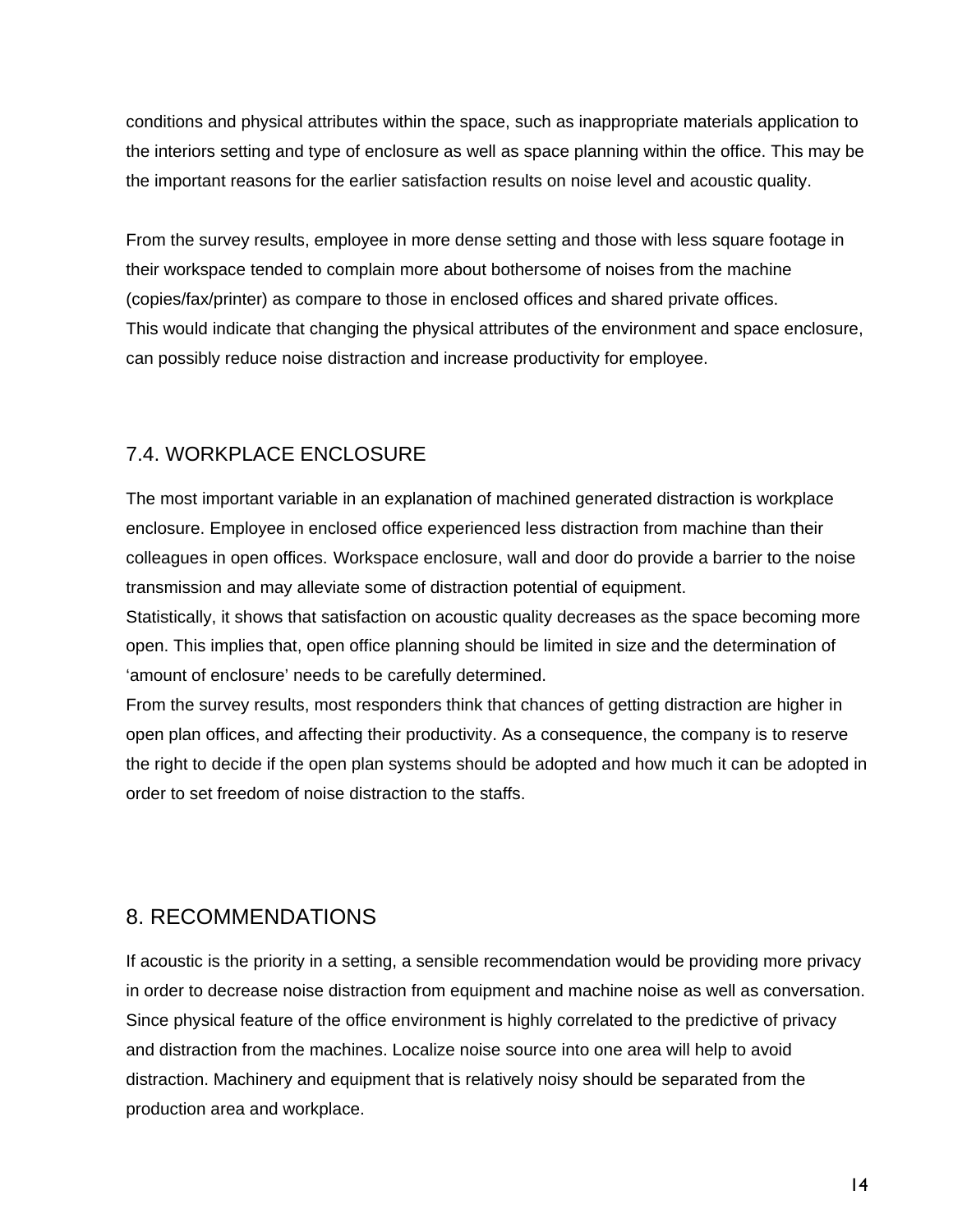conditions and physical attributes within the space, such as inappropriate materials application to the interiors setting and type of enclosure as well as space planning within the office. This may be the important reasons for the earlier satisfaction results on noise level and acoustic quality.

From the survey results, employee in more dense setting and those with less square footage in their workspace tended to complain more about bothersome of noises from the machine (copies/fax/printer) as compare to those in enclosed offices and shared private offices.
This would indicate that changing the physical attributes of the environment and space enclosure, can possibly reduce noise distraction and increase productivity for employee.

## 7.4. WORKPLACE ENCLOSURE

The most important variable in an explanation of machined generated distraction is workplace enclosure. Employee in enclosed office experienced less distraction from machine than their colleagues in open offices. Workspace enclosure, wall and door do provide a barrier to the noise transmission and may alleviate some of distraction potential of equipment.
Statistically, it shows that satisfaction on acoustic quality decreases as the space becoming more open. This implies that, open office planning should be limited in size and the determination of 'amount of enclosure' needs to be carefully determined.
From the survey results, most responders think that chances of getting distraction are higher in open plan offices, and affecting their productivity. As a consequence, the company is to reserve the right to decide if the open plan systems should be adopted and how much it can be adopted in order to set freedom of noise distraction to the staffs.

# 8. RECOMMENDATIONS

If acoustic is the priority in a setting, a sensible recommendation would be providing more privacy in order to decrease noise distraction from equipment and machine noise as well as conversation. Since physical feature of the office environment is highly correlated to the predictive of privacy and distraction from the machines. Localize noise source into one area will help to avoid distraction. Machinery and equipment that is relatively noisy should be separated from the production area and workplace.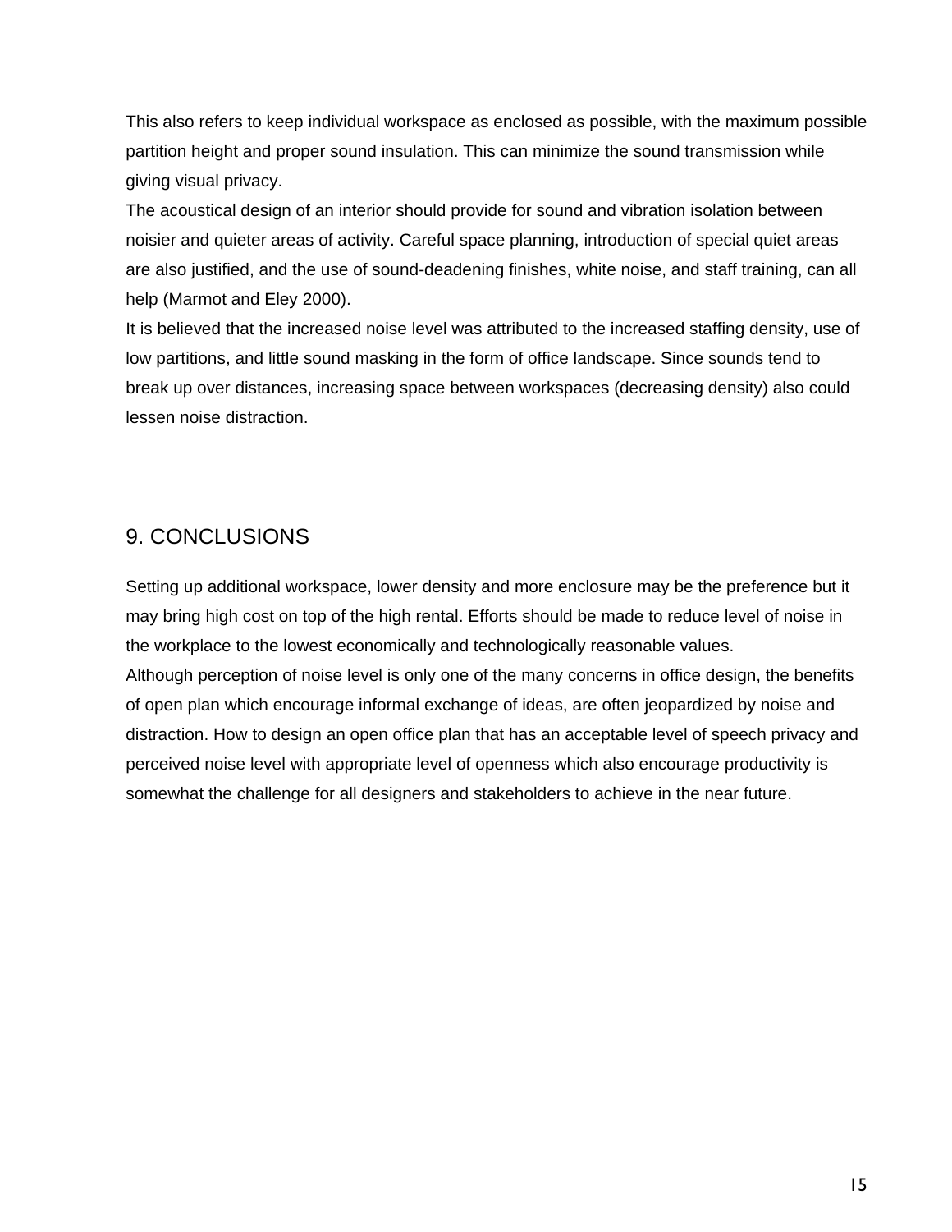This also refers to keep individual workspace as enclosed as possible, with the maximum possible partition height and proper sound insulation. This can minimize the sound transmission while giving visual privacy.

The acoustical design of an interior should provide for sound and vibration isolation between noisier and quieter areas of activity. Careful space planning, introduction of special quiet areas are also justified, and the use of sound-deadening finishes, white noise, and staff training, can all help (Marmot and Eley 2000).

It is believed that the increased noise level was attributed to the increased staffing density, use of low partitions, and little sound masking in the form of office landscape. Since sounds tend to break up over distances, increasing space between workspaces (decreasing density) also could lessen noise distraction.

## 9. CONCLUSIONS

Setting up additional workspace, lower density and more enclosure may be the preference but it may bring high cost on top of the high rental. Efforts should be made to reduce level of noise in the workplace to the lowest economically and technologically reasonable values.

Although perception of noise level is only one of the many concerns in office design, the benefits of open plan which encourage informal exchange of ideas, are often jeopardized by noise and distraction. How to design an open office plan that has an acceptable level of speech privacy and perceived noise level with appropriate level of openness which also encourage productivity is somewhat the challenge for all designers and stakeholders to achieve in the near future.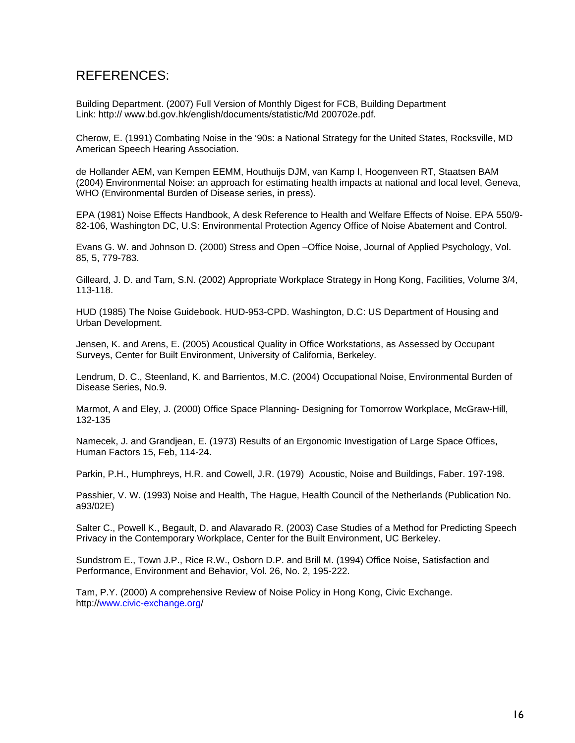## REFERENCES:

Building Department. (2007) Full Version of Monthly Digest for FCB, Building Department
Link: http:// www.bd.gov.hk/english/documents/statistic/Md 200702e.pdf.

Cherow, E. (1991) Combating Noise in the '90s: a National Strategy for the United States, Rocksville, MD American Speech Hearing Association.

de Hollander AEM, van Kempen EEMM, Houthuijs DJM, van Kamp I, Hoogenveen RT, Staatsen BAM (2004) Environmental Noise: an approach for estimating health impacts at national and local level, Geneva, WHO (Environmental Burden of Disease series, in press).

EPA (1981) Noise Effects Handbook, A desk Reference to Health and Welfare Effects of Noise. EPA 550/9-82-106, Washington DC, U.S: Environmental Protection Agency Office of Noise Abatement and Control.

Evans G. W. and Johnson D. (2000) Stress and Open –Office Noise, Journal of Applied Psychology, Vol. 85, 5, 779-783.

Gilleard, J. D. and Tam, S.N. (2002) Appropriate Workplace Strategy in Hong Kong, Facilities, Volume 3/4, 113-118.

HUD (1985) The Noise Guidebook. HUD-953-CPD. Washington, D.C: US Department of Housing and Urban Development.

Jensen, K. and Arens, E. (2005) Acoustical Quality in Office Workstations, as Assessed by Occupant Surveys, Center for Built Environment, University of California, Berkeley.

Lendrum, D. C., Steenland, K. and Barrientos, M.C. (2004) Occupational Noise, Environmental Burden of Disease Series, No.9.

Marmot, A and Eley, J. (2000) Office Space Planning- Designing for Tomorrow Workplace, McGraw-Hill, 132-135

Namecek, J. and Grandjean, E. (1973) Results of an Ergonomic Investigation of Large Space Offices, Human Factors 15, Feb, 114-24.

Parkin, P.H., Humphreys, H.R. and Cowell, J.R. (1979) Acoustic, Noise and Buildings, Faber. 197-198.

Passhier, V. W. (1993) Noise and Health, The Hague, Health Council of the Netherlands (Publication No. a93/02E)

Salter C., Powell K., Begault, D. and Alavarado R. (2003) Case Studies of a Method for Predicting Speech Privacy in the Contemporary Workplace, Center for the Built Environment, UC Berkeley.

Sundstrom E., Town J.P., Rice R.W., Osborn D.P. and Brill M. (1994) Office Noise, Satisfaction and Performance, Environment and Behavior, Vol. 26, No. 2, 195-222.

Tam, P.Y. (2000) A comprehensive Review of Noise Policy in Hong Kong, Civic Exchange.
http://www.civic-exchange.org/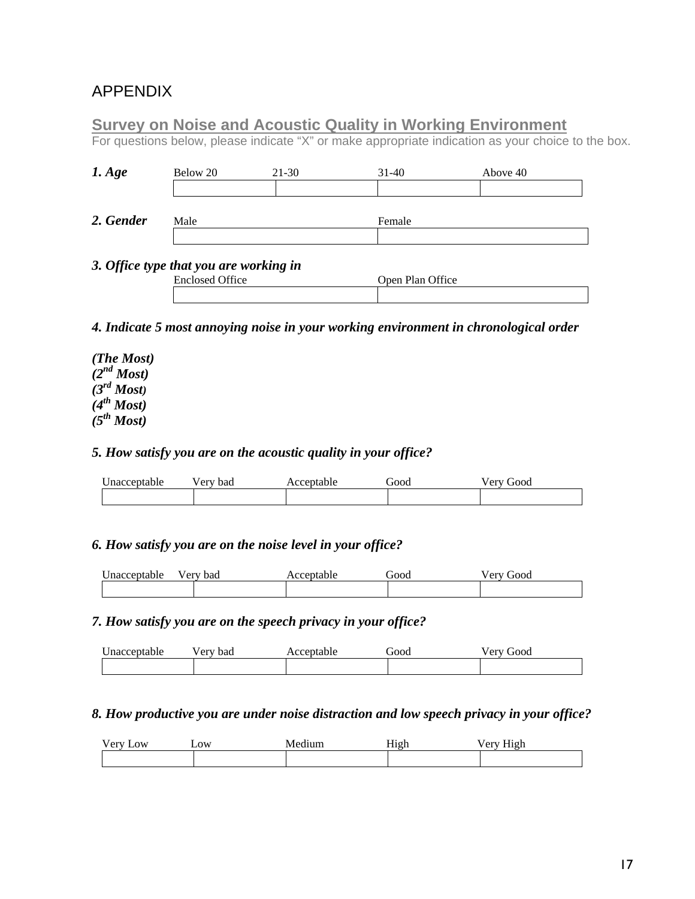# APPENDIX

## Survey on Noise and Acoustic Quality in Working Environment

For questions below, please indicate "X" or make appropriate indication as your choice to the box.

***1. Age***

| Below 20 | 21-30 | 31-40 | Above 40 |
|---|---|---|---|
| | | | |

***2. Gender***

| Male | Female |
|---|---|
| | |

***3. Office type that you are working in***

| Enclosed Office | Open Plan Office |
|---|---|
| | |

***4. Indicate 5 most annoying noise in your working environment in chronological order***

***(The Most)***
***(2nd Most)***
***(3rd Most)***
***(4th Most)***
***(5th Most)***

***5. How satisfy you are on the acoustic quality in your office?***

| Unacceptable | Very bad | Acceptable | Good | Very Good |
|---|---|---|---|---|
| | | | | |

***6. How satisfy you are on the noise level in your office?***

| Unacceptable | Very bad | Acceptable | Good | Very Good |
|---|---|---|---|---|
| | | | | |

***7. How satisfy you are on the speech privacy in your office?***

| Unacceptable | Very bad | Acceptable | Good | Very Good |
|---|---|---|---|---|
| | | | | |

***8. How productive you are under noise distraction and low speech privacy in your office?***

| Very Low | Low | Medium | High | Very High |
|---|---|---|---|---|
| | | | | |